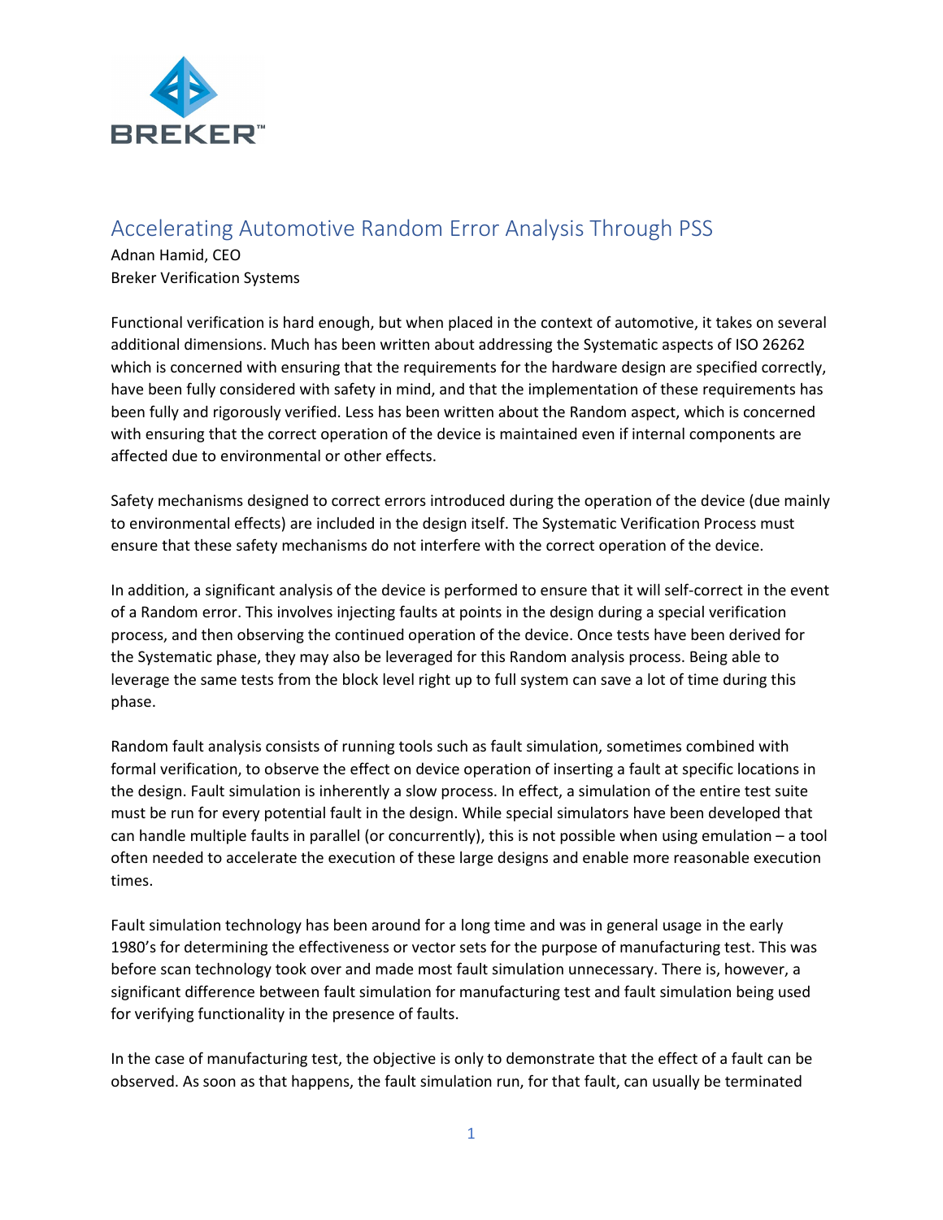BREKER™

# Accelerating Automotive Random Error Analysis Through PSS

Adnan Hamid, CEO
Breker Verification Systems

Functional verification is hard enough, but when placed in the context of automotive, it takes on several additional dimensions. Much has been written about addressing the Systematic aspects of ISO 26262 which is concerned with ensuring that the requirements for the hardware design are specified correctly, have been fully considered with safety in mind, and that the implementation of these requirements has been fully and rigorously verified. Less has been written about the Random aspect, which is concerned with ensuring that the correct operation of the device is maintained even if internal components are affected due to environmental or other effects.

Safety mechanisms designed to correct errors introduced during the operation of the device (due mainly to environmental effects) are included in the design itself. The Systematic Verification Process must ensure that these safety mechanisms do not interfere with the correct operation of the device.

In addition, a significant analysis of the device is performed to ensure that it will self-correct in the event of a Random error. This involves injecting faults at points in the design during a special verification process, and then observing the continued operation of the device. Once tests have been derived for the Systematic phase, they may also be leveraged for this Random analysis process. Being able to leverage the same tests from the block level right up to full system can save a lot of time during this phase.

Random fault analysis consists of running tools such as fault simulation, sometimes combined with formal verification, to observe the effect on device operation of inserting a fault at specific locations in the design. Fault simulation is inherently a slow process. In effect, a simulation of the entire test suite must be run for every potential fault in the design. While special simulators have been developed that can handle multiple faults in parallel (or concurrently), this is not possible when using emulation – a tool often needed to accelerate the execution of these large designs and enable more reasonable execution times.

Fault simulation technology has been around for a long time and was in general usage in the early 1980's for determining the effectiveness or vector sets for the purpose of manufacturing test. This was before scan technology took over and made most fault simulation unnecessary. There is, however, a significant difference between fault simulation for manufacturing test and fault simulation being used for verifying functionality in the presence of faults.

In the case of manufacturing test, the objective is only to demonstrate that the effect of a fault can be observed. As soon as that happens, the fault simulation run, for that fault, can usually be terminated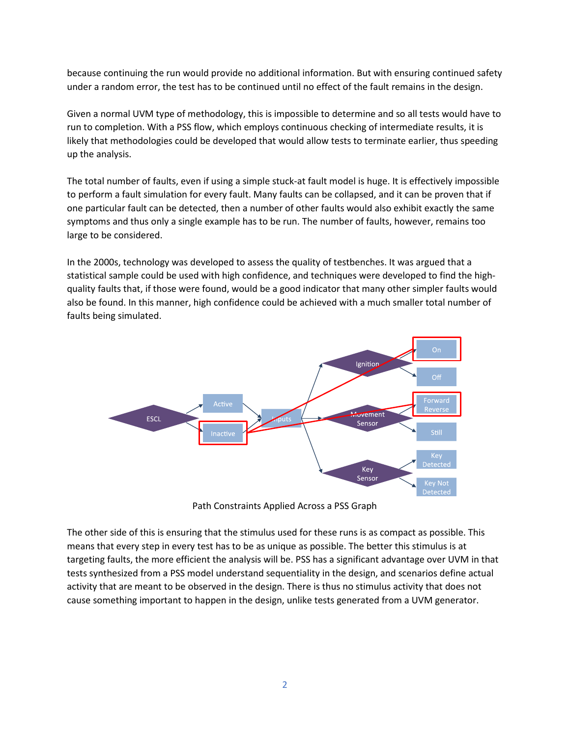because continuing the run would provide no additional information. But with ensuring continued safety under a random error, the test has to be continued until no effect of the fault remains in the design.

Given a normal UVM type of methodology, this is impossible to determine and so all tests would have to run to completion. With a PSS flow, which employs continuous checking of intermediate results, it is likely that methodologies could be developed that would allow tests to terminate earlier, thus speeding up the analysis.

The total number of faults, even if using a simple stuck-at fault model is huge. It is effectively impossible to perform a fault simulation for every fault. Many faults can be collapsed, and it can be proven that if one particular fault can be detected, then a number of other faults would also exhibit exactly the same symptoms and thus only a single example has to be run. The number of faults, however, remains too large to be considered.

In the 2000s, technology was developed to assess the quality of testbenches. It was argued that a statistical sample could be used with high confidence, and techniques were developed to find the high-quality faults that, if those were found, would be a good indicator that many other simpler faults would also be found. In this manner, high confidence could be achieved with a much smaller total number of faults being simulated.

Path Constraints Applied Across a PSS Graph

The other side of this is ensuring that the stimulus used for these runs is as compact as possible. This means that every step in every test has to be as unique as possible. The better this stimulus is at targeting faults, the more efficient the analysis will be. PSS has a significant advantage over UVM in that tests synthesized from a PSS model understand sequentiality in the design, and scenarios define actual activity that are meant to be observed in the design. There is thus no stimulus activity that does not cause something important to happen in the design, unlike tests generated from a UVM generator.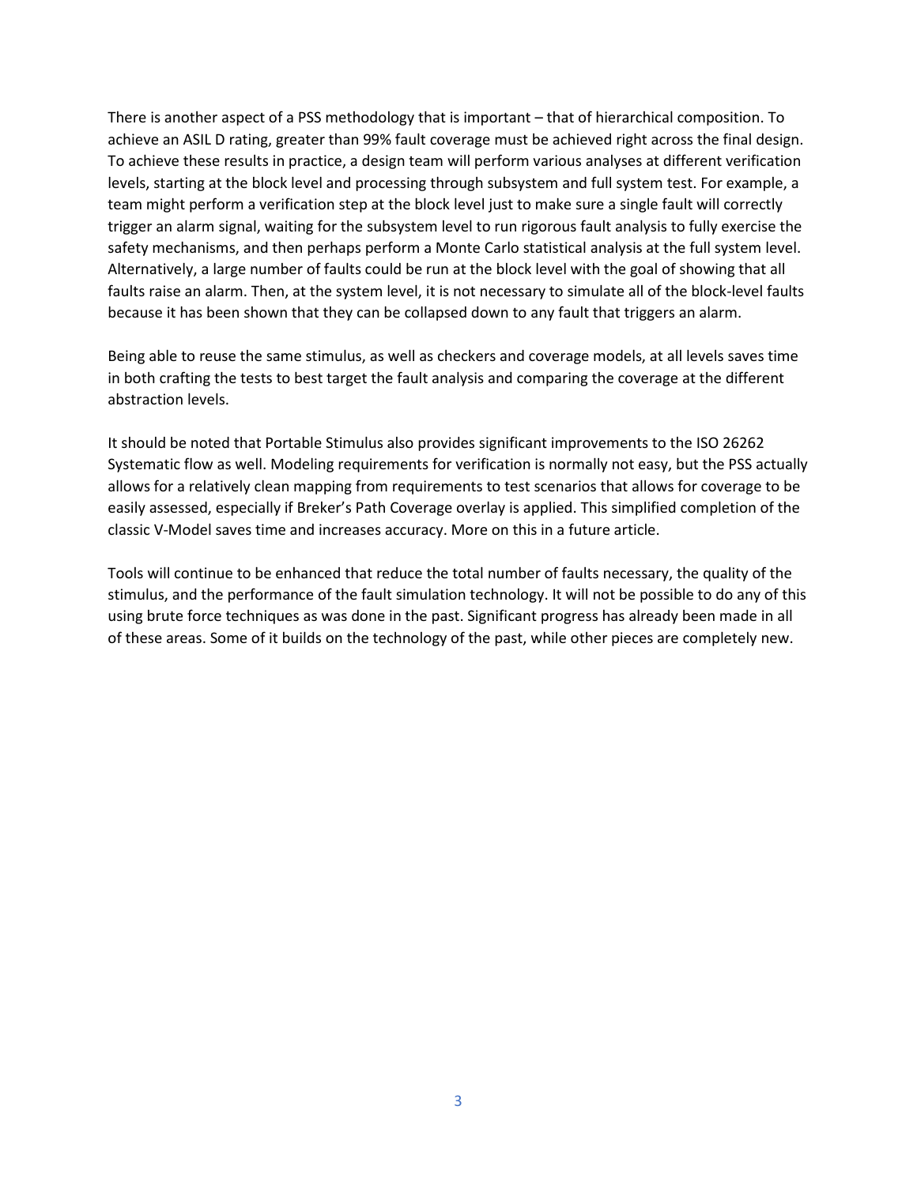There is another aspect of a PSS methodology that is important – that of hierarchical composition. To achieve an ASIL D rating, greater than 99% fault coverage must be achieved right across the final design. To achieve these results in practice, a design team will perform various analyses at different verification levels, starting at the block level and processing through subsystem and full system test. For example, a team might perform a verification step at the block level just to make sure a single fault will correctly trigger an alarm signal, waiting for the subsystem level to run rigorous fault analysis to fully exercise the safety mechanisms, and then perhaps perform a Monte Carlo statistical analysis at the full system level. Alternatively, a large number of faults could be run at the block level with the goal of showing that all faults raise an alarm. Then, at the system level, it is not necessary to simulate all of the block-level faults because it has been shown that they can be collapsed down to any fault that triggers an alarm.

Being able to reuse the same stimulus, as well as checkers and coverage models, at all levels saves time in both crafting the tests to best target the fault analysis and comparing the coverage at the different abstraction levels.

It should be noted that Portable Stimulus also provides significant improvements to the ISO 26262 Systematic flow as well. Modeling requirements for verification is normally not easy, but the PSS actually allows for a relatively clean mapping from requirements to test scenarios that allows for coverage to be easily assessed, especially if Breker's Path Coverage overlay is applied. This simplified completion of the classic V-Model saves time and increases accuracy. More on this in a future article.

Tools will continue to be enhanced that reduce the total number of faults necessary, the quality of the stimulus, and the performance of the fault simulation technology. It will not be possible to do any of this using brute force techniques as was done in the past. Significant progress has already been made in all of these areas. Some of it builds on the technology of the past, while other pieces are completely new.